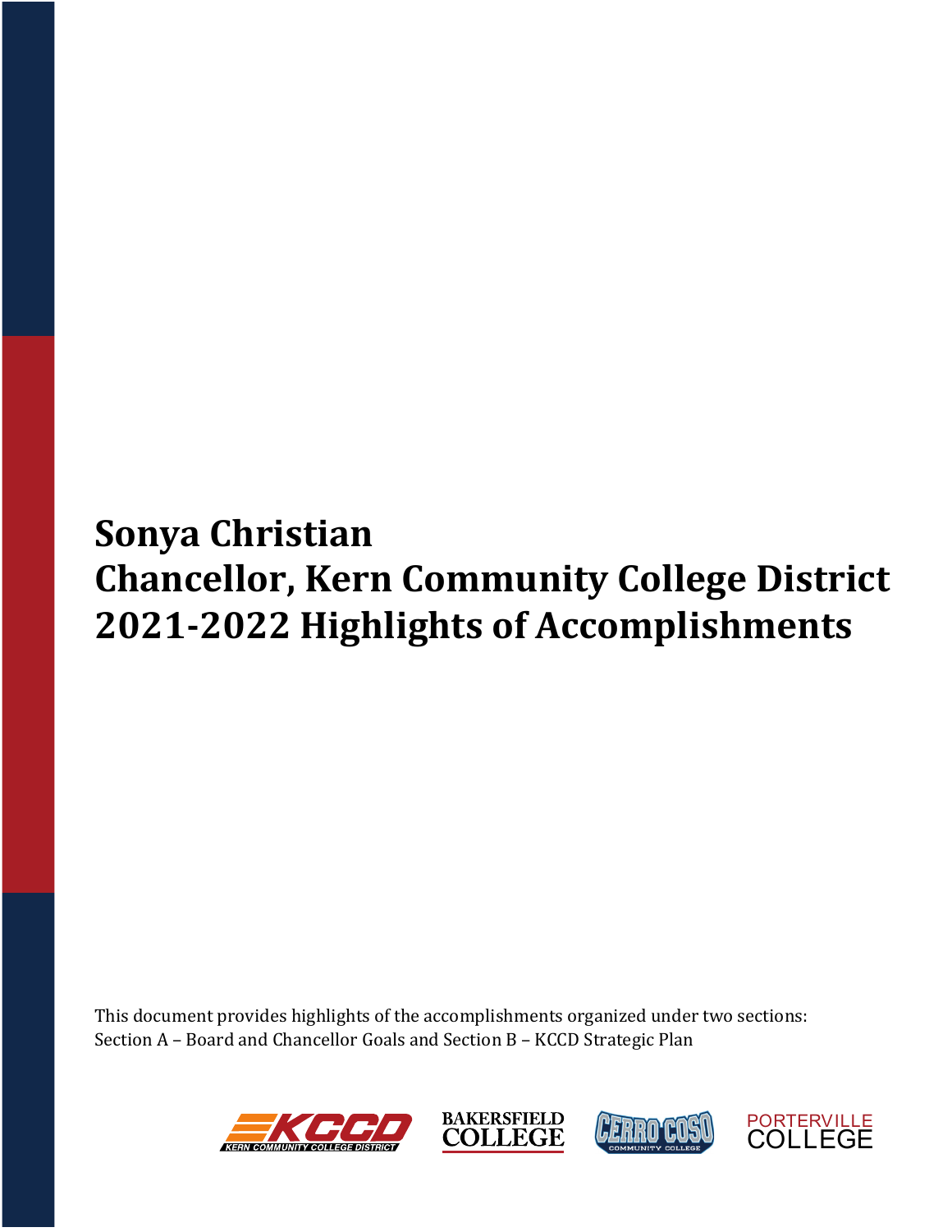# Sonya Christian
# Chancellor, Kern Community College District
# 2021-2022 Highlights of Accomplishments

This document provides highlights of the accomplishments organized under two sections: Section A – Board and Chancellor Goals and Section B – KCCD Strategic Plan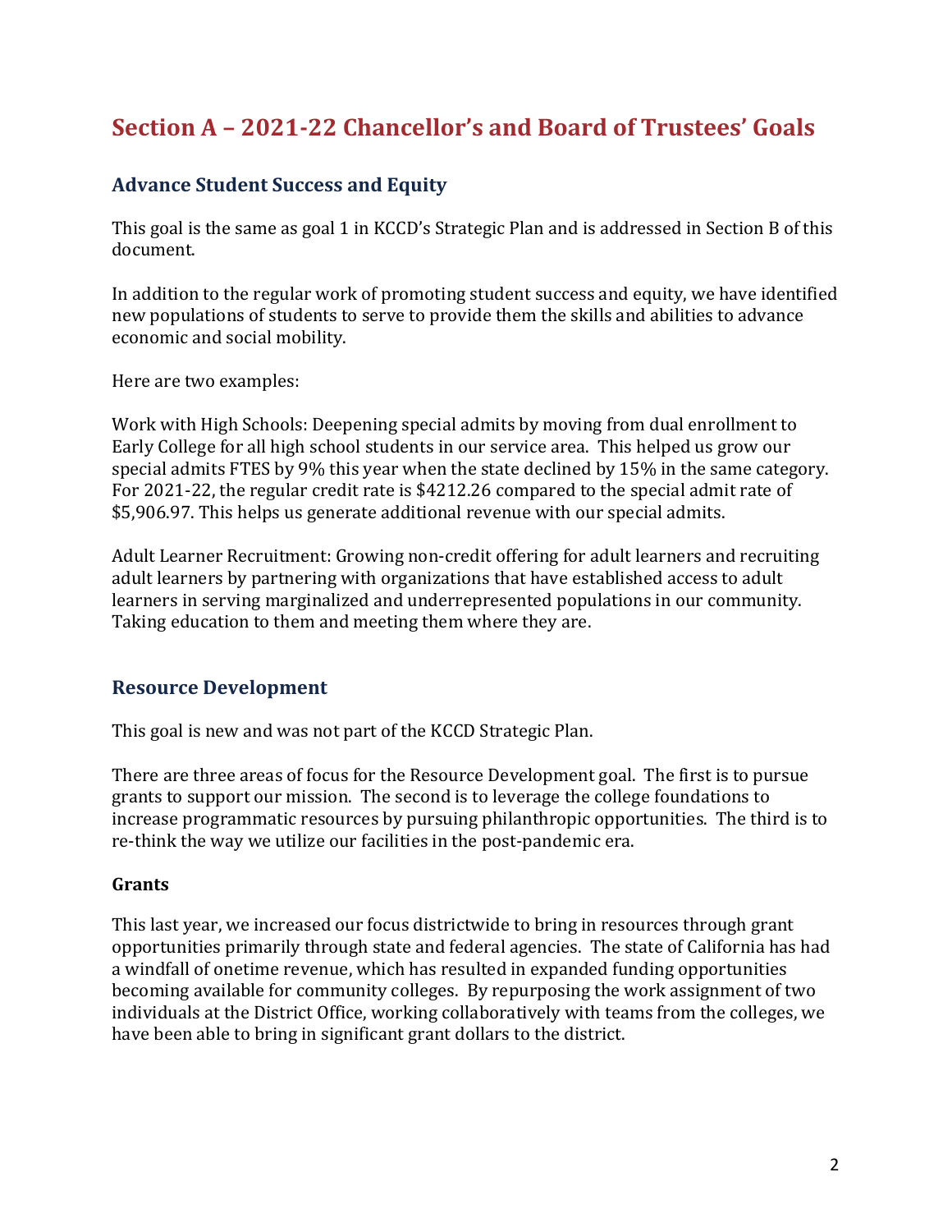# Section A – 2021-22 Chancellor's and Board of Trustees' Goals

## Advance Student Success and Equity

This goal is the same as goal 1 in KCCD's Strategic Plan and is addressed in Section B of this document.

In addition to the regular work of promoting student success and equity, we have identified new populations of students to serve to provide them the skills and abilities to advance economic and social mobility.

Here are two examples:

Work with High Schools: Deepening special admits by moving from dual enrollment to Early College for all high school students in our service area. This helped us grow our special admits FTES by 9% this year when the state declined by 15% in the same category. For 2021-22, the regular credit rate is $4212.26 compared to the special admit rate of $5,906.97. This helps us generate additional revenue with our special admits.

Adult Learner Recruitment: Growing non-credit offering for adult learners and recruiting adult learners by partnering with organizations that have established access to adult learners in serving marginalized and underrepresented populations in our community. Taking education to them and meeting them where they are.

## Resource Development

This goal is new and was not part of the KCCD Strategic Plan.

There are three areas of focus for the Resource Development goal. The first is to pursue grants to support our mission. The second is to leverage the college foundations to increase programmatic resources by pursuing philanthropic opportunities. The third is to re-think the way we utilize our facilities in the post-pandemic era.

### Grants

This last year, we increased our focus districtwide to bring in resources through grant opportunities primarily through state and federal agencies. The state of California has had a windfall of onetime revenue, which has resulted in expanded funding opportunities becoming available for community colleges. By repurposing the work assignment of two individuals at the District Office, working collaboratively with teams from the colleges, we have been able to bring in significant grant dollars to the district.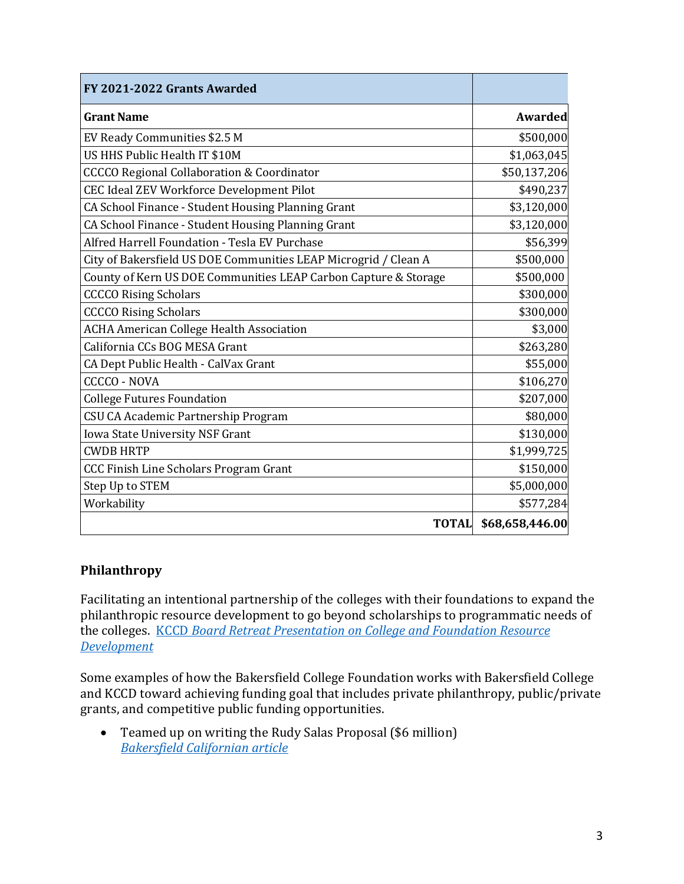| FY 2021-2022 Grants Awarded | |
|---|---|
| **Grant Name** | **Awarded** |
| EV Ready Communities $2.5 M | $500,000 |
| US HHS Public Health IT $10M | $1,063,045 |
| CCCCO Regional Collaboration & Coordinator | $50,137,206 |
| CEC Ideal ZEV Workforce Development Pilot | $490,237 |
| CA School Finance - Student Housing Planning Grant | $3,120,000 |
| CA School Finance - Student Housing Planning Grant | $3,120,000 |
| Alfred Harrell Foundation - Tesla EV Purchase | $56,399 |
| City of Bakersfield US DOE Communities LEAP Microgrid / Clean A | $500,000 |
| County of Kern US DOE Communities LEAP Carbon Capture & Storage | $500,000 |
| CCCCO Rising Scholars | $300,000 |
| CCCCO Rising Scholars | $300,000 |
| ACHA American College Health Association | $3,000 |
| California CCs BOG MESA Grant | $263,280 |
| CA Dept Public Health - CalVax Grant | $55,000 |
| CCCCO - NOVA | $106,270 |
| College Futures Foundation | $207,000 |
| CSU CA Academic Partnership Program | $80,000 |
| Iowa State University NSF Grant | $130,000 |
| CWDB HRTP | $1,999,725 |
| CCC Finish Line Scholars Program Grant | $150,000 |
| Step Up to STEM | $5,000,000 |
| Workability | $577,284 |
| **TOTAL** | **$68,658,446.00** |

## Philanthropy

Facilitating an intentional partnership of the colleges with their foundations to expand the philanthropic resource development to go beyond scholarships to programmatic needs of the colleges. KCCD *Board Retreat Presentation on College and Foundation Resource Development*

Some examples of how the Bakersfield College Foundation works with Bakersfield College and KCCD toward achieving funding goal that includes private philanthropy, public/private grants, and competitive public funding opportunities.

- Teamed up on writing the Rudy Salas Proposal ($6 million) *Bakersfield Californian article*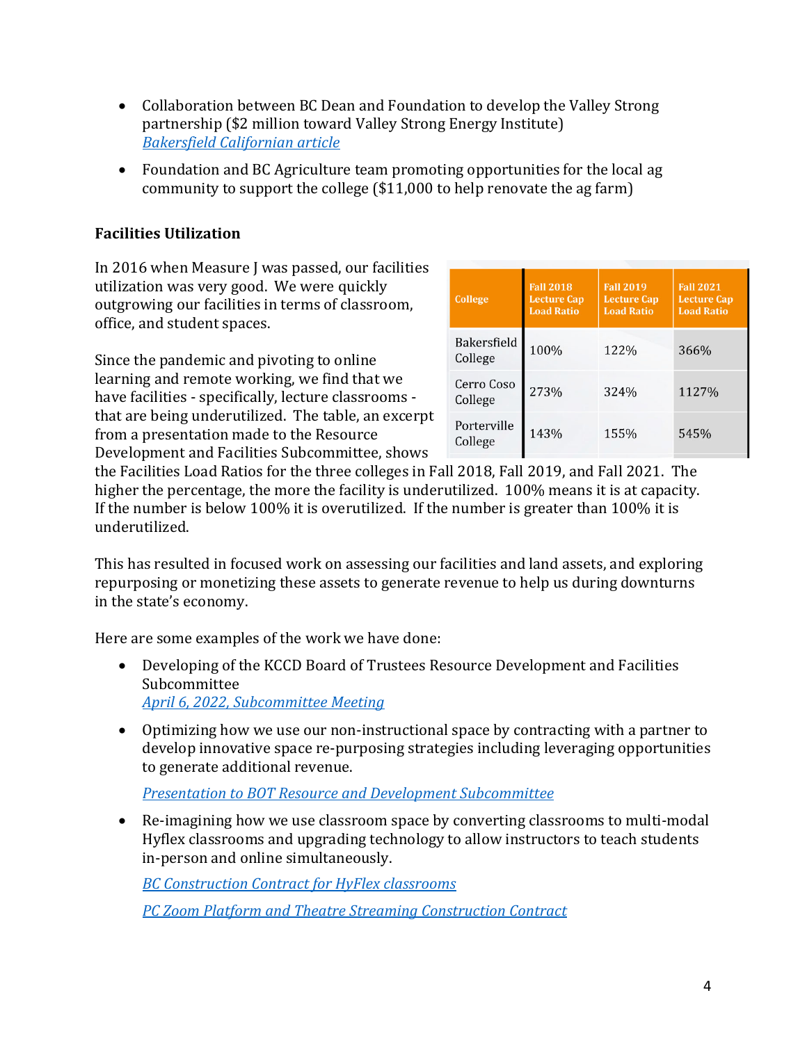- Collaboration between BC Dean and Foundation to develop the Valley Strong partnership ($2 million toward Valley Strong Energy Institute)
  *Bakersfield Californian article*

- Foundation and BC Agriculture team promoting opportunities for the local ag community to support the college ($11,000 to help renovate the ag farm)

**Facilities Utilization**

In 2016 when Measure J was passed, our facilities utilization was very good. We were quickly outgrowing our facilities in terms of classroom, office, and student spaces.

Since the pandemic and pivoting to online learning and remote working, we find that we have facilities - specifically, lecture classrooms - that are being underutilized. The table, an excerpt from a presentation made to the Resource Development and Facilities Subcommittee, shows the Facilities Load Ratios for the three colleges in Fall 2018, Fall 2019, and Fall 2021. The higher the percentage, the more the facility is underutilized. 100% means it is at capacity. If the number is below 100% it is overutilized. If the number is greater than 100% it is underutilized.

| College | Fall 2018 Lecture Cap Load Ratio | Fall 2019 Lecture Cap Load Ratio | Fall 2021 Lecture Cap Load Ratio |
|---|---|---|---|
| Bakersfield College | 100% | 122% | 366% |
| Cerro Coso College | 273% | 324% | 1127% |
| Porterville College | 143% | 155% | 545% |

This has resulted in focused work on assessing our facilities and land assets, and exploring repurposing or monetizing these assets to generate revenue to help us during downturns in the state's economy.

Here are some examples of the work we have done:

- Developing of the KCCD Board of Trustees Resource Development and Facilities Subcommittee
  *April 6, 2022, Subcommittee Meeting*

- Optimizing how we use our non-instructional space by contracting with a partner to develop innovative space re-purposing strategies including leveraging opportunities to generate additional revenue.

  *Presentation to BOT Resource and Development Subcommittee*

- Re-imagining how we use classroom space by converting classrooms to multi-modal Hyflex classrooms and upgrading technology to allow instructors to teach students in-person and online simultaneously.

  *BC Construction Contract for HyFlex classrooms*

  *PC Zoom Platform and Theatre Streaming Construction Contract*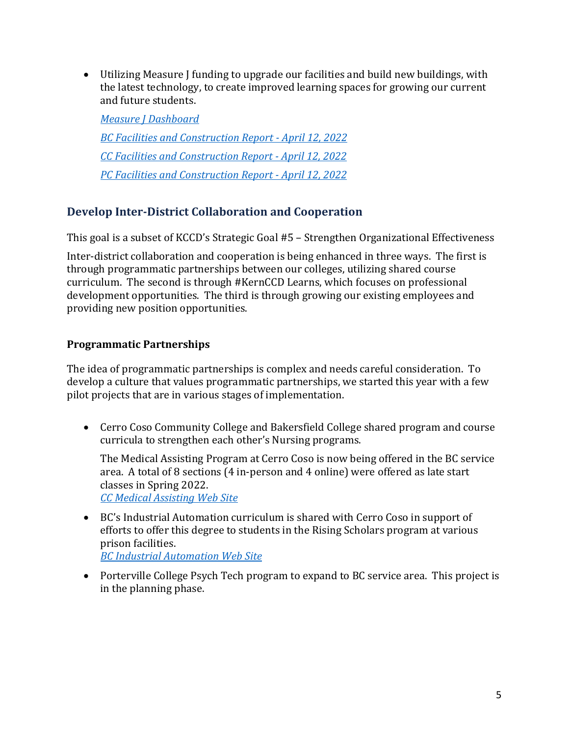- Utilizing Measure J funding to upgrade our facilities and build new buildings, with the latest technology, to create improved learning spaces for growing our current and future students.

  *Measure J Dashboard*

  *BC Facilities and Construction Report - April 12, 2022*

  *CC Facilities and Construction Report - April 12, 2022*

  *PC Facilities and Construction Report - April 12, 2022*

## Develop Inter-District Collaboration and Cooperation

This goal is a subset of KCCD's Strategic Goal #5 – Strengthen Organizational Effectiveness

Inter-district collaboration and cooperation is being enhanced in three ways. The first is through programmatic partnerships between our colleges, utilizing shared course curriculum. The second is through #KernCCD Learns, which focuses on professional development opportunities. The third is through growing our existing employees and providing new position opportunities.

### Programmatic Partnerships

The idea of programmatic partnerships is complex and needs careful consideration. To develop a culture that values programmatic partnerships, we started this year with a few pilot projects that are in various stages of implementation.

- Cerro Coso Community College and Bakersfield College shared program and course curricula to strengthen each other's Nursing programs.

  The Medical Assisting Program at Cerro Coso is now being offered in the BC service area. A total of 8 sections (4 in-person and 4 online) were offered as late start classes in Spring 2022.
  *CC Medical Assisting Web Site*

- BC's Industrial Automation curriculum is shared with Cerro Coso in support of efforts to offer this degree to students in the Rising Scholars program at various prison facilities.
  *BC Industrial Automation Web Site*

- Porterville College Psych Tech program to expand to BC service area. This project is in the planning phase.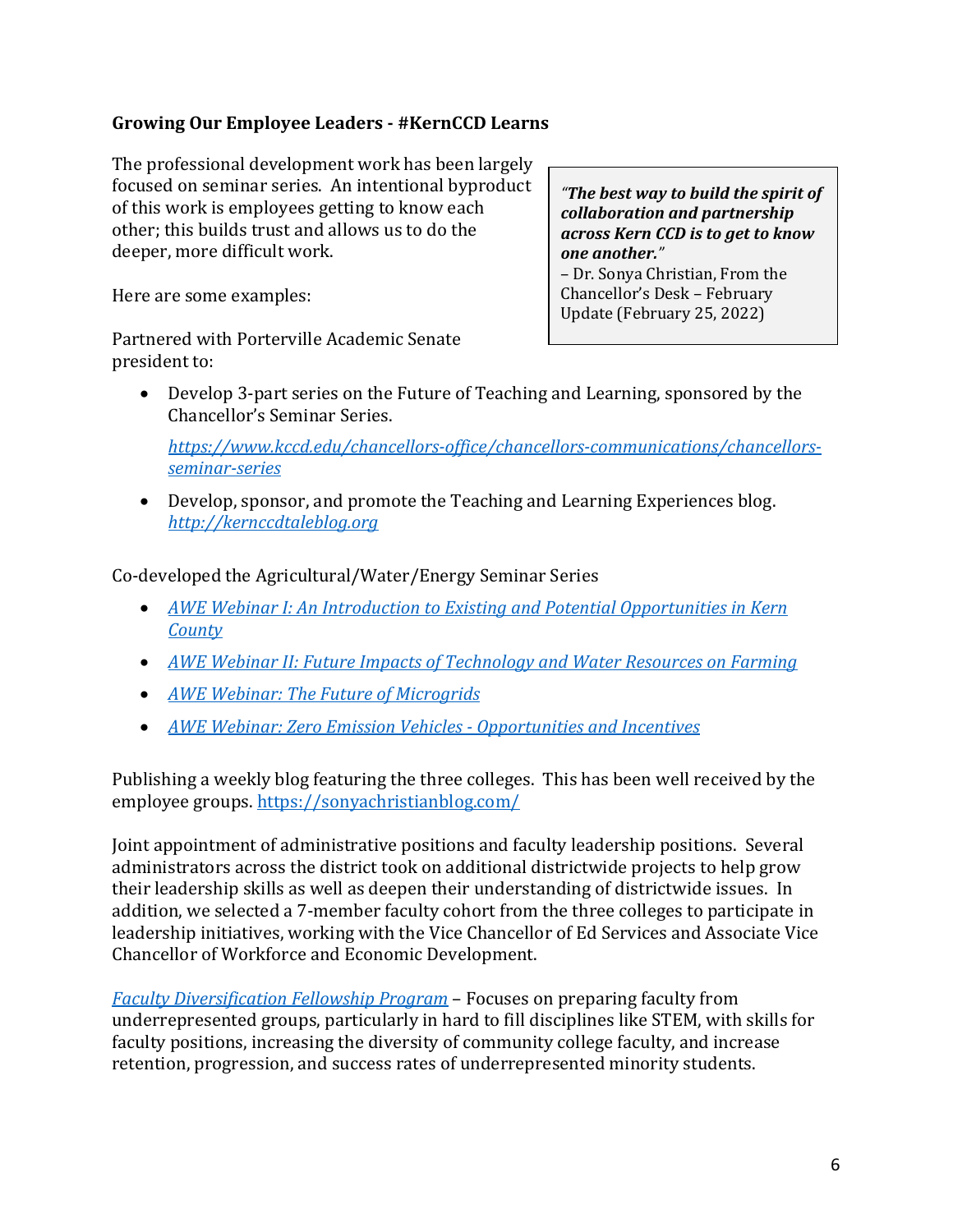**Growing Our Employee Leaders - #KernCCD Learns**

The professional development work has been largely focused on seminar series. An intentional byproduct of this work is employees getting to know each other; this builds trust and allows us to do the deeper, more difficult work.

> *"**The best way to build the spirit of collaboration and partnership across Kern CCD is to get to know one another.**"*
> – Dr. Sonya Christian, From the Chancellor's Desk – February Update (February 25, 2022)

Here are some examples:

Partnered with Porterville Academic Senate president to:

- Develop 3-part series on the Future of Teaching and Learning, sponsored by the Chancellor's Seminar Series.

  *https://www.kccd.edu/chancellors-office/chancellors-communications/chancellors-seminar-series*

- Develop, sponsor, and promote the Teaching and Learning Experiences blog. *http://kernccdtaleblog.org*

Co-developed the Agricultural/Water/Energy Seminar Series

- *AWE Webinar I: An Introduction to Existing and Potential Opportunities in Kern County*
- *AWE Webinar II: Future Impacts of Technology and Water Resources on Farming*
- *AWE Webinar: The Future of Microgrids*
- *AWE Webinar: Zero Emission Vehicles - Opportunities and Incentives*

Publishing a weekly blog featuring the three colleges. This has been well received by the employee groups. https://sonyachristianblog.com/

Joint appointment of administrative positions and faculty leadership positions. Several administrators across the district took on additional districtwide projects to help grow their leadership skills as well as deepen their understanding of districtwide issues. In addition, we selected a 7-member faculty cohort from the three colleges to participate in leadership initiatives, working with the Vice Chancellor of Ed Services and Associate Vice Chancellor of Workforce and Economic Development.

*Faculty Diversification Fellowship Program* – Focuses on preparing faculty from underrepresented groups, particularly in hard to fill disciplines like STEM, with skills for faculty positions, increasing the diversity of community college faculty, and increase retention, progression, and success rates of underrepresented minority students.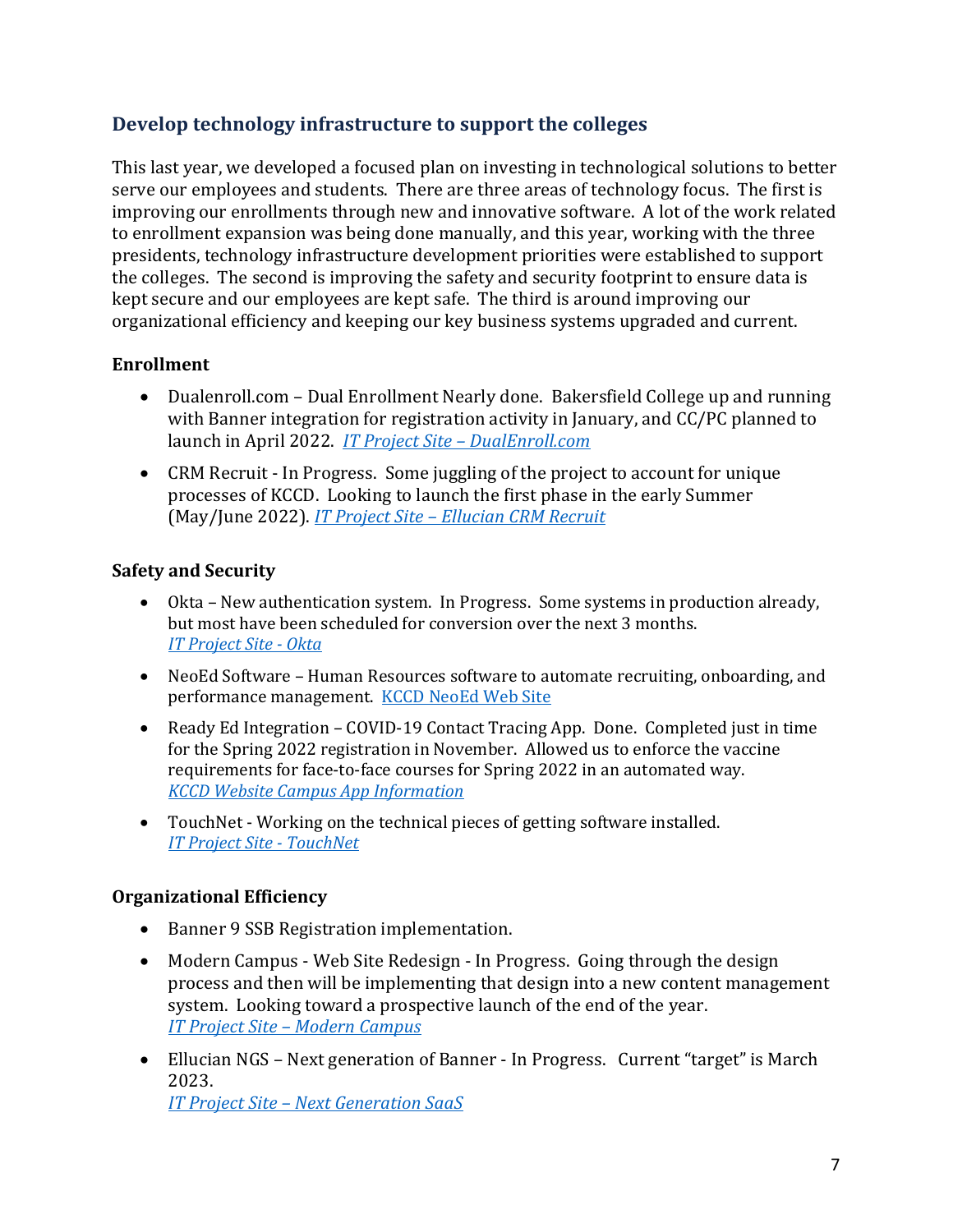## Develop technology infrastructure to support the colleges

This last year, we developed a focused plan on investing in technological solutions to better serve our employees and students. There are three areas of technology focus. The first is improving our enrollments through new and innovative software. A lot of the work related to enrollment expansion was being done manually, and this year, working with the three presidents, technology infrastructure development priorities were established to support the colleges. The second is improving the safety and security footprint to ensure data is kept secure and our employees are kept safe. The third is around improving our organizational efficiency and keeping our key business systems upgraded and current.

### Enrollment

- Dualenroll.com – Dual Enrollment Nearly done. Bakersfield College up and running with Banner integration for registration activity in January, and CC/PC planned to launch in April 2022. *IT Project Site – DualEnroll.com*
- CRM Recruit - In Progress. Some juggling of the project to account for unique processes of KCCD. Looking to launch the first phase in the early Summer (May/June 2022). *IT Project Site – Ellucian CRM Recruit*

### Safety and Security

- Okta – New authentication system. In Progress. Some systems in production already, but most have been scheduled for conversion over the next 3 months. *IT Project Site - Okta*
- NeoEd Software – Human Resources software to automate recruiting, onboarding, and performance management. KCCD NeoEd Web Site
- Ready Ed Integration – COVID-19 Contact Tracing App. Done. Completed just in time for the Spring 2022 registration in November. Allowed us to enforce the vaccine requirements for face-to-face courses for Spring 2022 in an automated way. *KCCD Website Campus App Information*
- TouchNet - Working on the technical pieces of getting software installed. *IT Project Site - TouchNet*

### Organizational Efficiency

- Banner 9 SSB Registration implementation.
- Modern Campus - Web Site Redesign - In Progress. Going through the design process and then will be implementing that design into a new content management system. Looking toward a prospective launch of the end of the year. *IT Project Site – Modern Campus*
- Ellucian NGS – Next generation of Banner - In Progress. Current "target" is March 2023. *IT Project Site – Next Generation SaaS*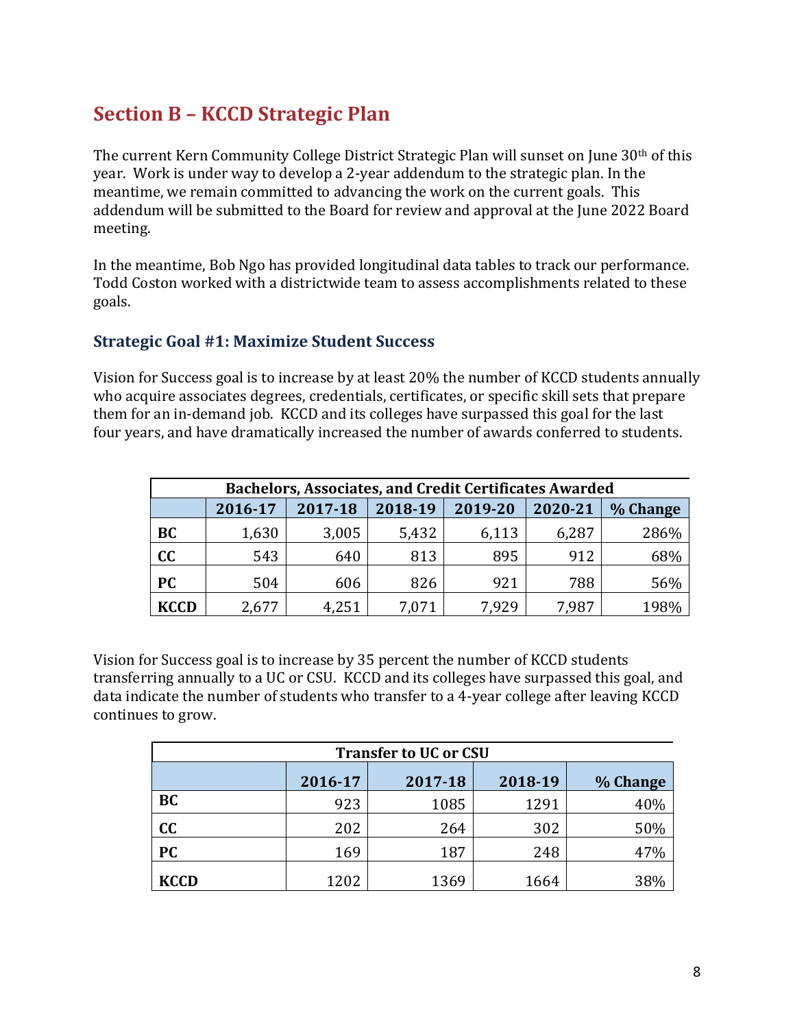## Section B – KCCD Strategic Plan

The current Kern Community College District Strategic Plan will sunset on June 30th of this year. Work is under way to develop a 2-year addendum to the strategic plan. In the meantime, we remain committed to advancing the work on the current goals. This addendum will be submitted to the Board for review and approval at the June 2022 Board meeting.

In the meantime, Bob Ngo has provided longitudinal data tables to track our performance. Todd Coston worked with a districtwide team to assess accomplishments related to these goals.

### Strategic Goal #1: Maximize Student Success

Vision for Success goal is to increase by at least 20% the number of KCCD students annually who acquire associates degrees, credentials, certificates, or specific skill sets that prepare them for an in-demand job. KCCD and its colleges have surpassed this goal for the last four years, and have dramatically increased the number of awards conferred to students.

| Bachelors, Associates, and Credit Certificates Awarded | | | | | | |
|---|---|---|---|---|---|---|
| | 2016-17 | 2017-18 | 2018-19 | 2019-20 | 2020-21 | % Change |
| **BC** | 1,630 | 3,005 | 5,432 | 6,113 | 6,287 | 286% |
| **CC** | 543 | 640 | 813 | 895 | 912 | 68% |
| **PC** | 504 | 606 | 826 | 921 | 788 | 56% |
| **KCCD** | 2,677 | 4,251 | 7,071 | 7,929 | 7,987 | 198% |

Vision for Success goal is to increase by 35 percent the number of KCCD students transferring annually to a UC or CSU. KCCD and its colleges have surpassed this goal, and data indicate the number of students who transfer to a 4-year college after leaving KCCD continues to grow.

| Transfer to UC or CSU | | | | |
|---|---|---|---|---|
| | 2016-17 | 2017-18 | 2018-19 | % Change |
| **BC** | 923 | 1085 | 1291 | 40% |
| **CC** | 202 | 264 | 302 | 50% |
| **PC** | 169 | 187 | 248 | 47% |
| **KCCD** | 1202 | 1369 | 1664 | 38% |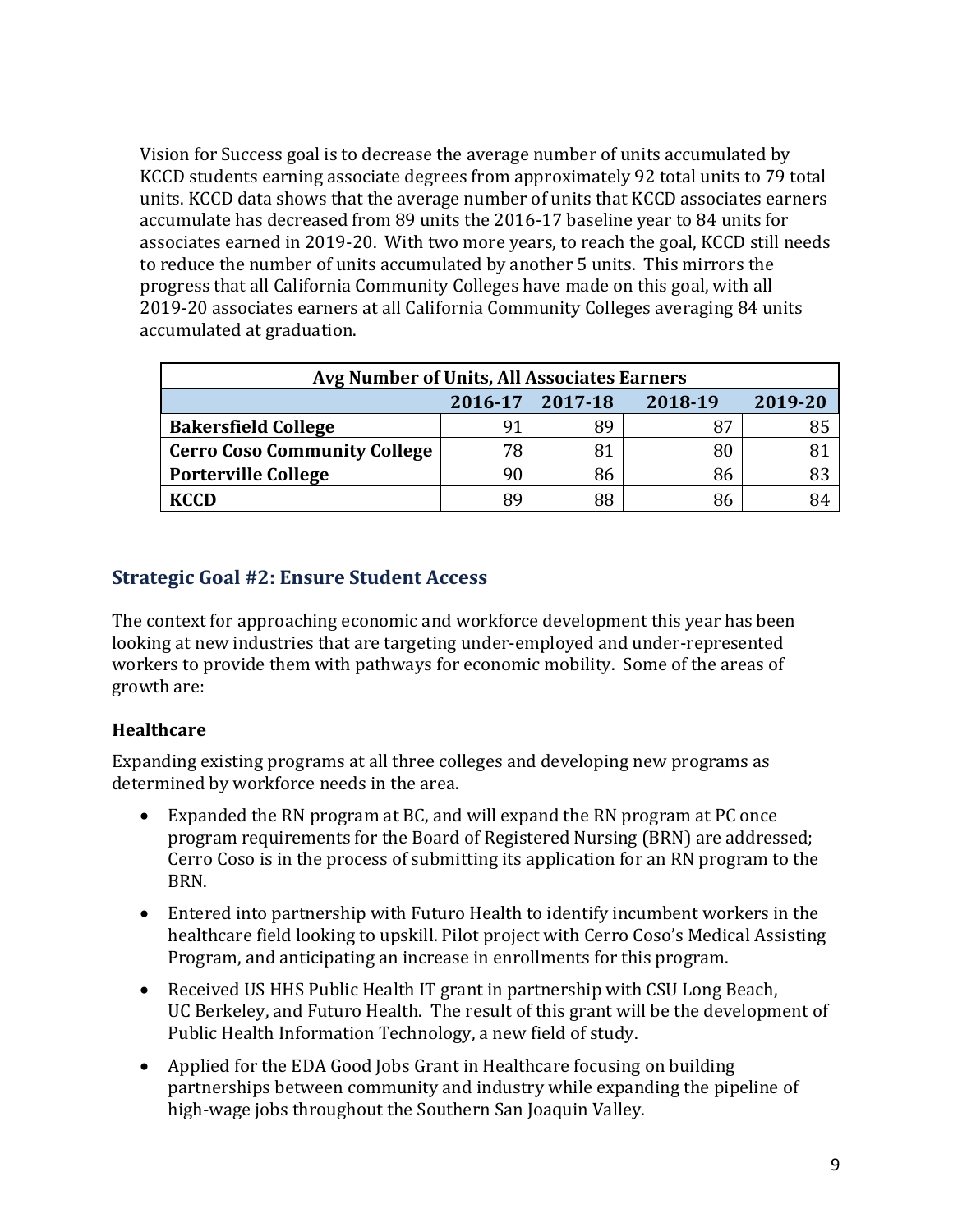Vision for Success goal is to decrease the average number of units accumulated by KCCD students earning associate degrees from approximately 92 total units to 79 total units. KCCD data shows that the average number of units that KCCD associates earners accumulate has decreased from 89 units the 2016-17 baseline year to 84 units for associates earned in 2019-20. With two more years, to reach the goal, KCCD still needs to reduce the number of units accumulated by another 5 units. This mirrors the progress that all California Community Colleges have made on this goal, with all 2019-20 associates earners at all California Community Colleges averaging 84 units accumulated at graduation.

| Avg Number of Units, All Associates Earners | | | | |
|---|---|---|---|---|
| | **2016-17** | **2017-18** | **2018-19** | **2019-20** |
| **Bakersfield College** | 91 | 89 | 87 | 85 |
| **Cerro Coso Community College** | 78 | 81 | 80 | 81 |
| **Porterville College** | 90 | 86 | 86 | 83 |
| **KCCD** | 89 | 88 | 86 | 84 |

## Strategic Goal #2: Ensure Student Access

The context for approaching economic and workforce development this year has been looking at new industries that are targeting under-employed and under-represented workers to provide them with pathways for economic mobility. Some of the areas of growth are:

### Healthcare

Expanding existing programs at all three colleges and developing new programs as determined by workforce needs in the area.

- Expanded the RN program at BC, and will expand the RN program at PC once program requirements for the Board of Registered Nursing (BRN) are addressed; Cerro Coso is in the process of submitting its application for an RN program to the BRN.
- Entered into partnership with Futuro Health to identify incumbent workers in the healthcare field looking to upskill. Pilot project with Cerro Coso's Medical Assisting Program, and anticipating an increase in enrollments for this program.
- Received US HHS Public Health IT grant in partnership with CSU Long Beach, UC Berkeley, and Futuro Health. The result of this grant will be the development of Public Health Information Technology, a new field of study.
- Applied for the EDA Good Jobs Grant in Healthcare focusing on building partnerships between community and industry while expanding the pipeline of high-wage jobs throughout the Southern San Joaquin Valley.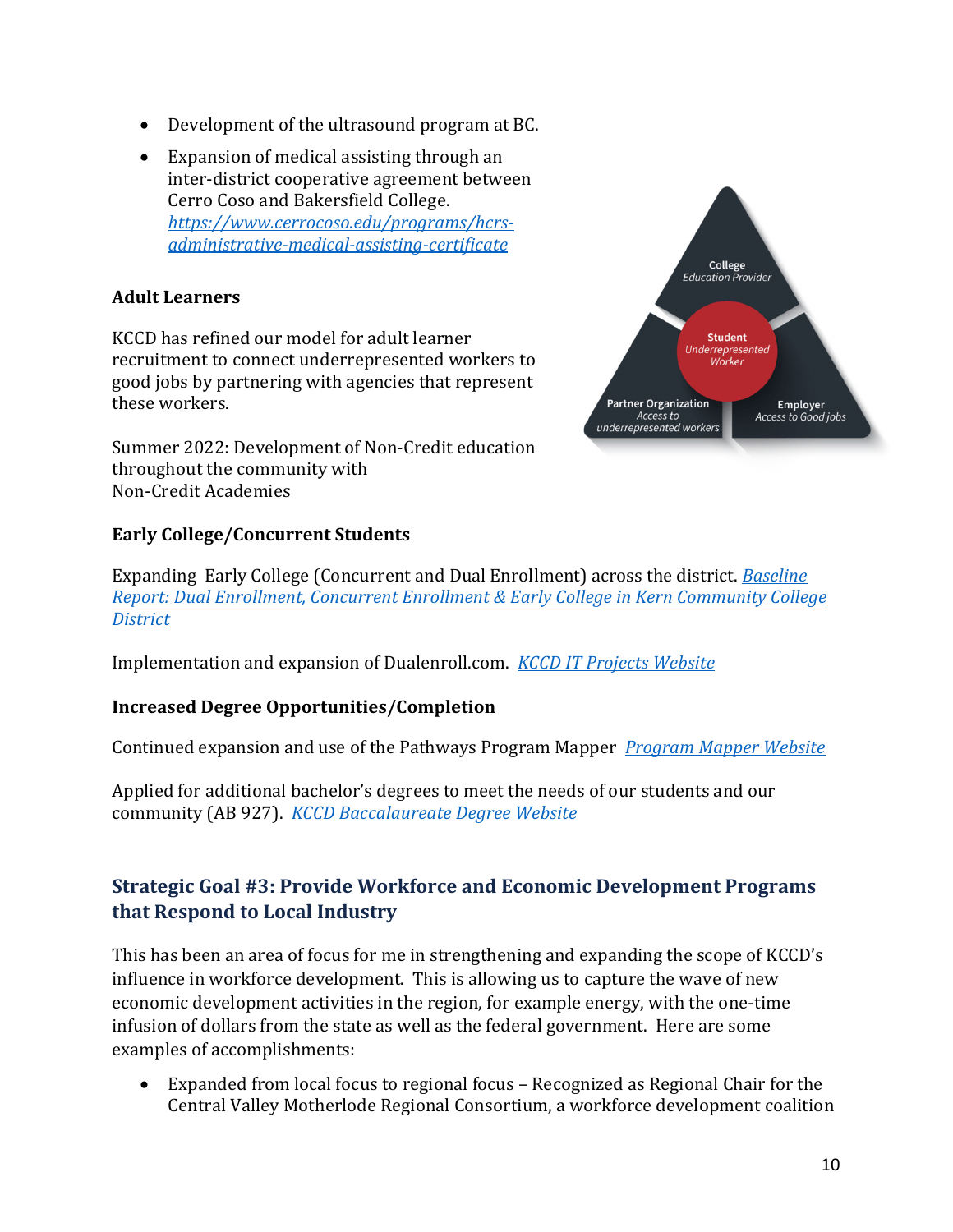- Development of the ultrasound program at BC.
- Expansion of medical assisting through an inter-district cooperative agreement between Cerro Coso and Bakersfield College. [https://www.cerrocoso.edu/programs/hcrs-administrative-medical-assisting-certificate](https://www.cerrocoso.edu/programs/hcrs-administrative-medical-assisting-certificate)

**Adult Learners**

KCCD has refined our model for adult learner recruitment to connect underrepresented workers to good jobs by partnering with agencies that represent these workers.

College
*Education Provider*

Student
*Underrepresented Worker*

Partner Organization
*Access to underrepresented workers*

Employer
*Access to Good jobs*

Summer 2022: Development of Non-Credit education throughout the community with Non-Credit Academies

**Early College/Concurrent Students**

Expanding Early College (Concurrent and Dual Enrollment) across the district. *Baseline Report: Dual Enrollment, Concurrent Enrollment & Early College in Kern Community College District*

Implementation and expansion of Dualenroll.com. *KCCD IT Projects Website*

**Increased Degree Opportunities/Completion**

Continued expansion and use of the Pathways Program Mapper *Program Mapper Website*

Applied for additional bachelor's degrees to meet the needs of our students and our community (AB 927). *KCCD Baccalaureate Degree Website*

## Strategic Goal #3: Provide Workforce and Economic Development Programs that Respond to Local Industry

This has been an area of focus for me in strengthening and expanding the scope of KCCD's influence in workforce development. This is allowing us to capture the wave of new economic development activities in the region, for example energy, with the one-time infusion of dollars from the state as well as the federal government. Here are some examples of accomplishments:

- Expanded from local focus to regional focus – Recognized as Regional Chair for the Central Valley Motherlode Regional Consortium, a workforce development coalition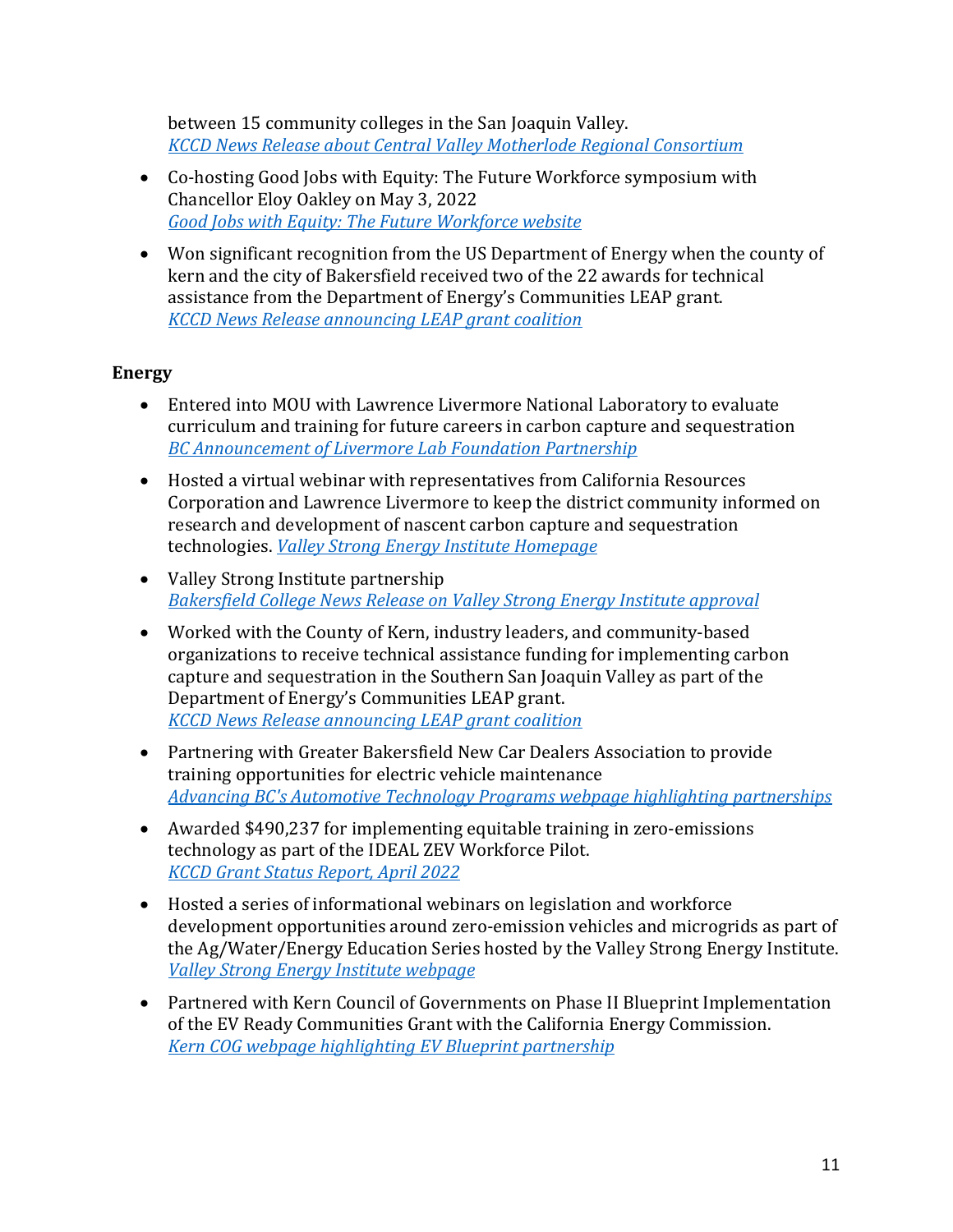between 15 community colleges in the San Joaquin Valley.
*KCCD News Release about Central Valley Motherlode Regional Consortium*

- Co-hosting Good Jobs with Equity: The Future Workforce symposium with Chancellor Eloy Oakley on May 3, 2022
  *Good Jobs with Equity: The Future Workforce website*

- Won significant recognition from the US Department of Energy when the county of kern and the city of Bakersfield received two of the 22 awards for technical assistance from the Department of Energy's Communities LEAP grant.
  *KCCD News Release announcing LEAP grant coalition*

### Energy

- Entered into MOU with Lawrence Livermore National Laboratory to evaluate curriculum and training for future careers in carbon capture and sequestration
  *BC Announcement of Livermore Lab Foundation Partnership*

- Hosted a virtual webinar with representatives from California Resources Corporation and Lawrence Livermore to keep the district community informed on research and development of nascent carbon capture and sequestration technologies. *Valley Strong Energy Institute Homepage*

- Valley Strong Institute partnership
  *Bakersfield College News Release on Valley Strong Energy Institute approval*

- Worked with the County of Kern, industry leaders, and community-based organizations to receive technical assistance funding for implementing carbon capture and sequestration in the Southern San Joaquin Valley as part of the Department of Energy's Communities LEAP grant.
  *KCCD News Release announcing LEAP grant coalition*

- Partnering with Greater Bakersfield New Car Dealers Association to provide training opportunities for electric vehicle maintenance
  *Advancing BC's Automotive Technology Programs webpage highlighting partnerships*

- Awarded $490,237 for implementing equitable training in zero-emissions technology as part of the IDEAL ZEV Workforce Pilot.
  *KCCD Grant Status Report, April 2022*

- Hosted a series of informational webinars on legislation and workforce development opportunities around zero-emission vehicles and microgrids as part of the Ag/Water/Energy Education Series hosted by the Valley Strong Energy Institute.
  *Valley Strong Energy Institute webpage*

- Partnered with Kern Council of Governments on Phase II Blueprint Implementation of the EV Ready Communities Grant with the California Energy Commission.
  *Kern COG webpage highlighting EV Blueprint partnership*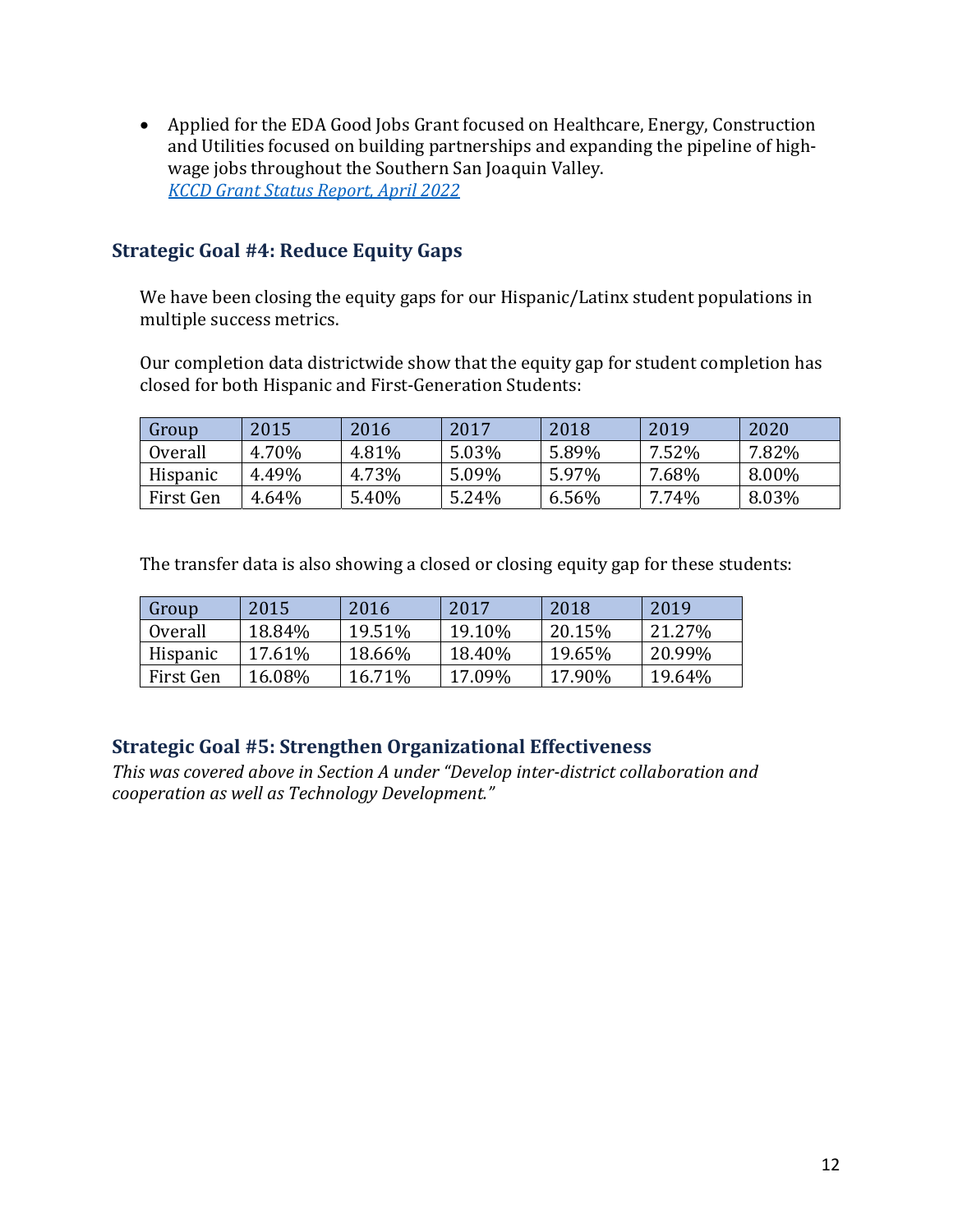- Applied for the EDA Good Jobs Grant focused on Healthcare, Energy, Construction and Utilities focused on building partnerships and expanding the pipeline of high-wage jobs throughout the Southern San Joaquin Valley.
  *KCCD Grant Status Report, April 2022*

## Strategic Goal #4: Reduce Equity Gaps

We have been closing the equity gaps for our Hispanic/Latinx student populations in multiple success metrics.

Our completion data districtwide show that the equity gap for student completion has closed for both Hispanic and First-Generation Students:

| Group | 2015 | 2016 | 2017 | 2018 | 2019 | 2020 |
|---|---|---|---|---|---|---|
| Overall | 4.70% | 4.81% | 5.03% | 5.89% | 7.52% | 7.82% |
| Hispanic | 4.49% | 4.73% | 5.09% | 5.97% | 7.68% | 8.00% |
| First Gen | 4.64% | 5.40% | 5.24% | 6.56% | 7.74% | 8.03% |

The transfer data is also showing a closed or closing equity gap for these students:

| Group | 2015 | 2016 | 2017 | 2018 | 2019 |
|---|---|---|---|---|---|
| Overall | 18.84% | 19.51% | 19.10% | 20.15% | 21.27% |
| Hispanic | 17.61% | 18.66% | 18.40% | 19.65% | 20.99% |
| First Gen | 16.08% | 16.71% | 17.09% | 17.90% | 19.64% |

## Strategic Goal #5: Strengthen Organizational Effectiveness

*This was covered above in Section A under "Develop inter-district collaboration and cooperation as well as Technology Development."*